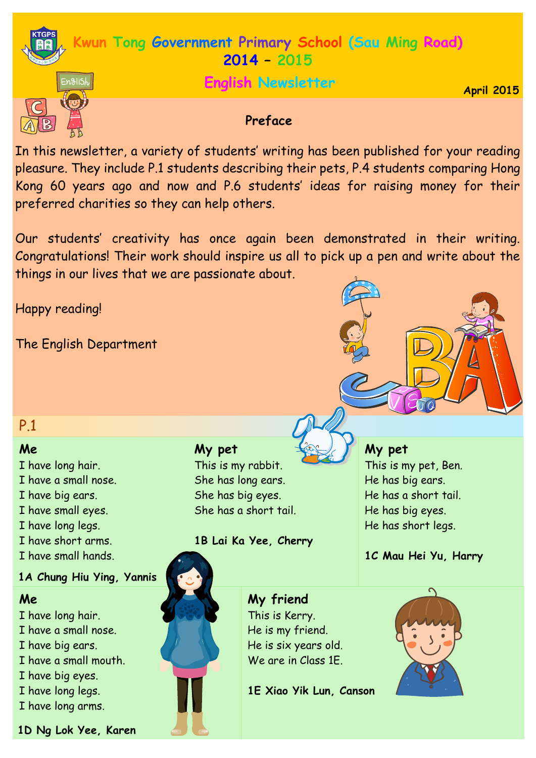# Kwun Tong Government Primary School (Sau Ming Road)

## 2014 – 2015

## English Newsletter

**April 2015**

### Preface

In this newsletter, a variety of students' writing has been published for your reading pleasure. They include P.1 students describing their pets, P.4 students comparing Hong Kong 60 years ago and now and P.6 students' ideas for raising money for their preferred charities so they can help others.

Our students' creativity has once again been demonstrated in their writing. Congratulations! Their work should inspire us all to pick up a pen and write about the things in our lives that we are passionate about.

Happy reading!

The English Department

## P.1

### Me

I have long hair.
I have a small nose.
I have big ears.
I have small eyes.
I have long legs.
I have short arms.
I have small hands.

**1A Chung Hiu Ying, Yannis**

### My pet

This is my rabbit.
She has long ears.
She has big eyes.
She has a short tail.

**1B Lai Ka Yee, Cherry**

### My pet

This is my pet, Ben.
He has big ears.
He has a short tail.
He has big eyes.
He has short legs.

**1C Mau Hei Yu, Harry**

### Me

I have long hair.
I have a small nose.
I have big ears.
I have a small mouth.
I have big eyes.
I have long legs.
I have long arms.

**1D Ng Lok Yee, Karen**

### My friend

This is Kerry.
He is my friend.
He is six years old.
We are in Class 1E.

**1E Xiao Yik Lun, Canson**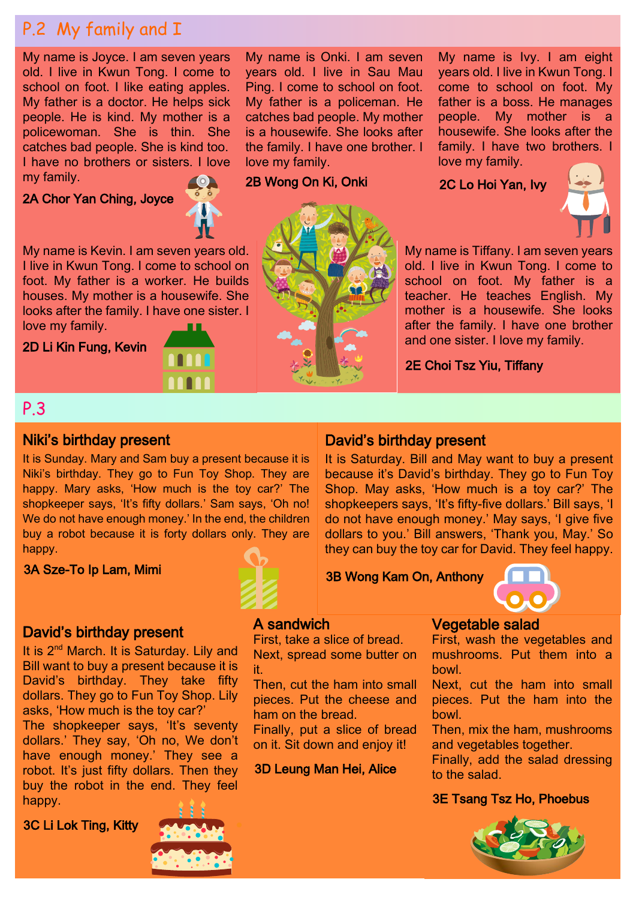## P.2 My family and I

My name is Joyce. I am seven years old. I live in Kwun Tong. I come to school on foot. I like eating apples. My father is a doctor. He helps sick people. He is kind. My mother is a policewoman. She is thin. She catches bad people. She is kind too. I have no brothers or sisters. I love my family.

**2A Chor Yan Ching, Joyce**

My name is Onki. I am seven years old. I live in Sau Mau Ping. I come to school on foot. My father is a policeman. He catches bad people. My mother is a housewife. She looks after the family. I have one brother. I love my family.

**2B Wong On Ki, Onki**

My name is Ivy. I am eight years old. I live in Kwun Tong. I come to school on foot. My father is a boss. He manages people. My mother is a housewife. She looks after the family. I have two brothers. I love my family.

**2C Lo Hoi Yan, Ivy**

My name is Kevin. I am seven years old. I live in Kwun Tong. I come to school on foot. My father is a worker. He builds houses. My mother is a housewife. She looks after the family. I have one sister. I love my family.

**2D Li Kin Fung, Kevin**

My name is Tiffany. I am seven years old. I live in Kwun Tong. I come to school on foot. My father is a teacher. He teaches English. My mother is a housewife. She looks after the family. I have one brother and one sister. I love my family.

**2E Choi Tsz Yiu, Tiffany**

## P.3

### Niki's birthday present

It is Sunday. Mary and Sam buy a present because it is Niki's birthday. They go to Fun Toy Shop. They are happy. Mary asks, 'How much is the toy car?' The shopkeeper says, 'It's fifty dollars.' Sam says, 'Oh no! We do not have enough money.' In the end, the children buy a robot because it is forty dollars only. They are happy.

**3A Sze-To Ip Lam, Mimi**

### David's birthday present

It is Saturday. Bill and May want to buy a present because it's David's birthday. They go to Fun Toy Shop. May asks, 'How much is a toy car?' The shopkeepers says, 'It's fifty-five dollars.' Bill says, 'I do not have enough money.' May says, 'I give five dollars to you.' Bill answers, 'Thank you, May.' So they can buy the toy car for David. They feel happy.

**3B Wong Kam On, Anthony**

### David's birthday present

It is 2nd March. It is Saturday. Lily and Bill want to buy a present because it is David's birthday. They take fifty dollars. They go to Fun Toy Shop. Lily asks, 'How much is the toy car?'
The shopkeeper says, 'It's seventy dollars.' They say, 'Oh no, We don't have enough money.' They see a robot. It's just fifty dollars. Then they buy the robot in the end. They feel happy.

**3C Li Lok Ting, Kitty**

### A sandwich

First, take a slice of bread.
Next, spread some butter on it.
Then, cut the ham into small pieces. Put the cheese and ham on the bread.
Finally, put a slice of bread on it. Sit down and enjoy it!

**3D Leung Man Hei, Alice**

### Vegetable salad

First, wash the vegetables and mushrooms. Put them into a bowl.
Next, cut the ham into small pieces. Put the ham into the bowl.
Then, mix the ham, mushrooms and vegetables together.
Finally, add the salad dressing to the salad.

**3E Tsang Tsz Ho, Phoebus**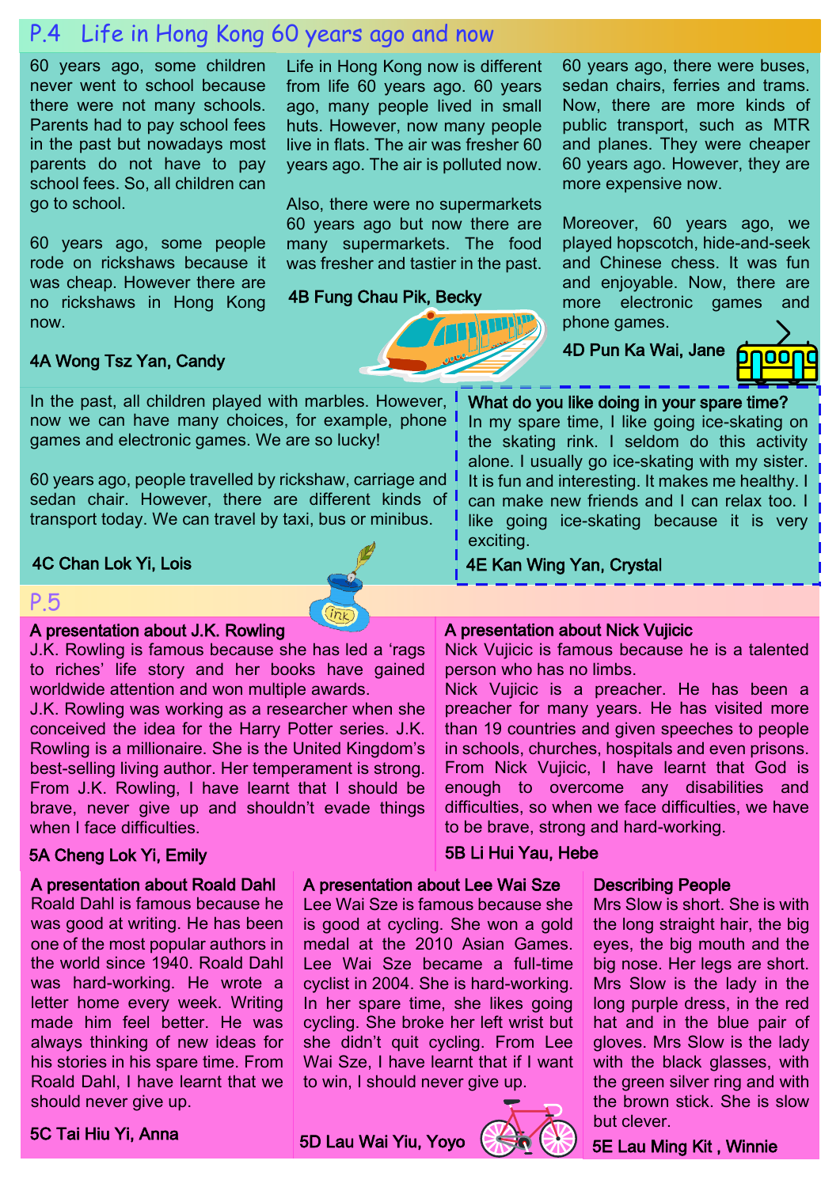## P.4 Life in Hong Kong 60 years ago and now

60 years ago, some children never went to school because there were not many schools. Parents had to pay school fees in the past but nowadays most parents do not have to pay school fees. So, all children can go to school.

60 years ago, some people rode on rickshaws because it was cheap. However there are no rickshaws in Hong Kong now.

**4A Wong Tsz Yan, Candy**

Life in Hong Kong now is different from life 60 years ago. 60 years ago, many people lived in small huts. However, now many people live in flats. The air was fresher 60 years ago. The air is polluted now.

Also, there were no supermarkets 60 years ago but now there are many supermarkets. The food was fresher and tastier in the past.

**4B Fung Chau Pik, Becky**

60 years ago, there were buses, sedan chairs, ferries and trams. Now, there are more kinds of public transport, such as MTR and planes. They were cheaper 60 years ago. However, they are more expensive now.

Moreover, 60 years ago, we played hopscotch, hide-and-seek and Chinese chess. It was fun and enjoyable. Now, there are more electronic games and phone games.

**4D Pun Ka Wai, Jane**

In the past, all children played with marbles. However, now we can have many choices, for example, phone games and electronic games. We are so lucky!

60 years ago, people travelled by rickshaw, carriage and sedan chair. However, there are different kinds of transport today. We can travel by taxi, bus or minibus.

**4C Chan Lok Yi, Lois**

**What do you like doing in your spare time?**
In my spare time, I like going ice-skating on the skating rink. I seldom do this activity alone. I usually go ice-skating with my sister. It is fun and interesting. It makes me healthy. I can make new friends and I can relax too. I like going ice-skating because it is very exciting.

**4E Kan Wing Yan, Crystal**

## P.5

**A presentation about J.K. Rowling**
J.K. Rowling is famous because she has led a 'rags to riches' life story and her books have gained worldwide attention and won multiple awards.
J.K. Rowling was working as a researcher when she conceived the idea for the Harry Potter series. J.K. Rowling is a millionaire. She is the United Kingdom's best-selling living author. Her temperament is strong. From J.K. Rowling, I have learnt that I should be brave, never give up and shouldn't evade things when I face difficulties.

**5A Cheng Lok Yi, Emily**

**A presentation about Nick Vujicic**
Nick Vujicic is famous because he is a talented person who has no limbs.
Nick Vujicic is a preacher. He has been a preacher for many years. He has visited more than 19 countries and given speeches to people in schools, churches, hospitals and even prisons. From Nick Vujicic, I have learnt that God is enough to overcome any disabilities and difficulties, so when we face difficulties, we have to be brave, strong and hard-working.

**5B Li Hui Yau, Hebe**

**A presentation about Roald Dahl**
Roald Dahl is famous because he was good at writing. He has been one of the most popular authors in the world since 1940. Roald Dahl was hard-working. He wrote a letter home every week. Writing made him feel better. He was always thinking of new ideas for his stories in his spare time. From Roald Dahl, I have learnt that we should never give up.

**5C Tai Hiu Yi, Anna**

**A presentation about Lee Wai Sze**
Lee Wai Sze is famous because she is good at cycling. She won a gold medal at the 2010 Asian Games. Lee Wai Sze became a full-time cyclist in 2004. She is hard-working. In her spare time, she likes going cycling. She broke her left wrist but she didn't quit cycling. From Lee Wai Sze, I have learnt that if I want to win, I should never give up.

**5D Lau Wai Yiu, Yoyo**

**Describing People**
Mrs Slow is short. She is with the long straight hair, the big eyes, the big mouth and the big nose. Her legs are short. Mrs Slow is the lady in the long purple dress, in the red hat and in the blue pair of gloves. Mrs Slow is the lady with the black glasses, with the green silver ring and with the brown stick. She is slow but clever.

**5E Lau Ming Kit , Winnie**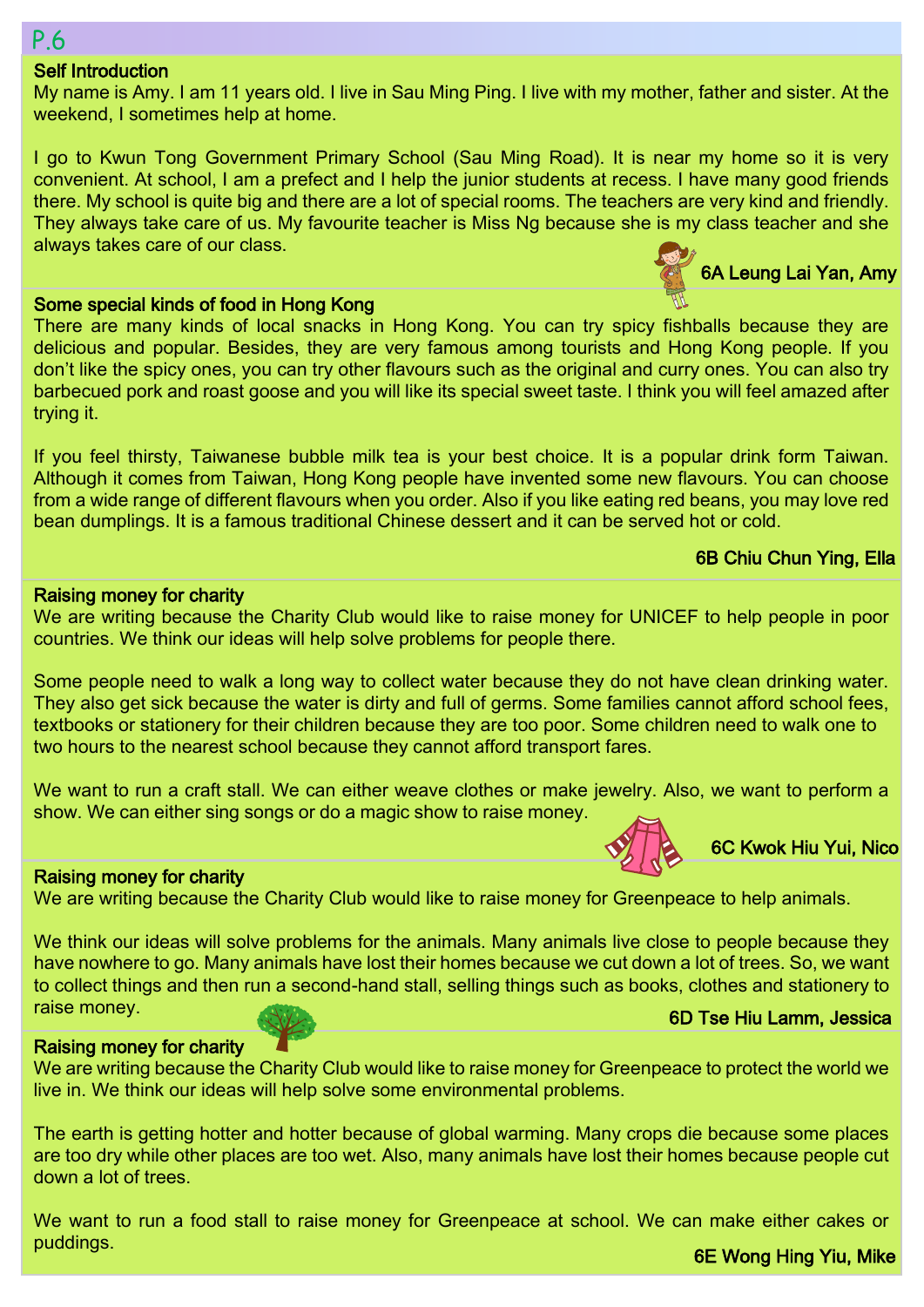# P.6

## Self Introduction

My name is Amy. I am 11 years old. I live in Sau Ming Ping. I live with my mother, father and sister. At the weekend, I sometimes help at home.

I go to Kwun Tong Government Primary School (Sau Ming Road). It is near my home so it is very convenient. At school, I am a prefect and I help the junior students at recess. I have many good friends there. My school is quite big and there are a lot of special rooms. The teachers are very kind and friendly. They always take care of us. My favourite teacher is Miss Ng because she is my class teacher and she always takes care of our class.

**6A Leung Lai Yan, Amy**

## Some special kinds of food in Hong Kong

There are many kinds of local snacks in Hong Kong. You can try spicy fishballs because they are delicious and popular. Besides, they are very famous among tourists and Hong Kong people. If you don't like the spicy ones, you can try other flavours such as the original and curry ones. You can also try barbecued pork and roast goose and you will like its special sweet taste. I think you will feel amazed after trying it.

If you feel thirsty, Taiwanese bubble milk tea is your best choice. It is a popular drink form Taiwan. Although it comes from Taiwan, Hong Kong people have invented some new flavours. You can choose from a wide range of different flavours when you order. Also if you like eating red beans, you may love red bean dumplings. It is a famous traditional Chinese dessert and it can be served hot or cold.

**6B Chiu Chun Ying, Ella**

## Raising money for charity

We are writing because the Charity Club would like to raise money for UNICEF to help people in poor countries. We think our ideas will help solve problems for people there.

Some people need to walk a long way to collect water because they do not have clean drinking water. They also get sick because the water is dirty and full of germs. Some families cannot afford school fees, textbooks or stationery for their children because they are too poor. Some children need to walk one to two hours to the nearest school because they cannot afford transport fares.

We want to run a craft stall. We can either weave clothes or make jewelry. Also, we want to perform a show. We can either sing songs or do a magic show to raise money.

**6C Kwok Hiu Yui, Nico**

## Raising money for charity

We are writing because the Charity Club would like to raise money for Greenpeace to help animals.

We think our ideas will solve problems for the animals. Many animals live close to people because they have nowhere to go. Many animals have lost their homes because we cut down a lot of trees. So, we want to collect things and then run a second-hand stall, selling things such as books, clothes and stationery to raise money.

**6D Tse Hiu Lamm, Jessica**

## Raising money for charity

We are writing because the Charity Club would like to raise money for Greenpeace to protect the world we live in. We think our ideas will help solve some environmental problems.

The earth is getting hotter and hotter because of global warming. Many crops die because some places are too dry while other places are too wet. Also, many animals have lost their homes because people cut down a lot of trees.

We want to run a food stall to raise money for Greenpeace at school. We can make either cakes or puddings.

**6E Wong Hing Yiu, Mike**